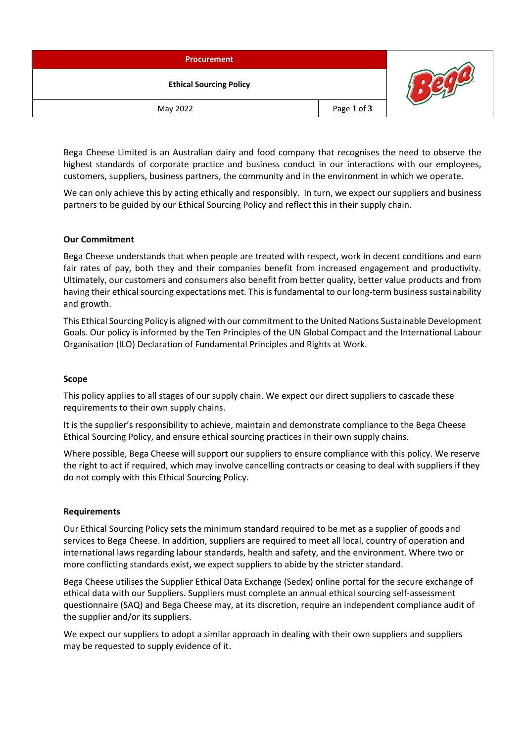# Ethical Sourcing Policy

Bega Cheese Limited is an Australian dairy and food company that recognises the need to observe the highest standards of corporate practice and business conduct in our interactions with our employees, customers, suppliers, business partners, the community and in the environment in which we operate.

We can only achieve this by acting ethically and responsibly. In turn, we expect our suppliers and business partners to be guided by our Ethical Sourcing Policy and reflect this in their supply chain.

## Our Commitment

Bega Cheese understands that when people are treated with respect, work in decent conditions and earn fair rates of pay, both they and their companies benefit from increased engagement and productivity. Ultimately, our customers and consumers also benefit from better quality, better value products and from having their ethical sourcing expectations met. This is fundamental to our long-term business sustainability and growth.

This Ethical Sourcing Policy is aligned with our commitment to the United Nations Sustainable Development Goals. Our policy is informed by the Ten Principles of the UN Global Compact and the International Labour Organisation (ILO) Declaration of Fundamental Principles and Rights at Work.

## Scope

This policy applies to all stages of our supply chain. We expect our direct suppliers to cascade these requirements to their own supply chains.

It is the supplier's responsibility to achieve, maintain and demonstrate compliance to the Bega Cheese Ethical Sourcing Policy, and ensure ethical sourcing practices in their own supply chains.

Where possible, Bega Cheese will support our suppliers to ensure compliance with this policy. We reserve the right to act if required, which may involve cancelling contracts or ceasing to deal with suppliers if they do not comply with this Ethical Sourcing Policy.

## Requirements

Our Ethical Sourcing Policy sets the minimum standard required to be met as a supplier of goods and services to Bega Cheese. In addition, suppliers are required to meet all local, country of operation and international laws regarding labour standards, health and safety, and the environment. Where two or more conflicting standards exist, we expect suppliers to abide by the stricter standard.

Bega Cheese utilises the Supplier Ethical Data Exchange (Sedex) online portal for the secure exchange of ethical data with our Suppliers. Suppliers must complete an annual ethical sourcing self-assessment questionnaire (SAQ) and Bega Cheese may, at its discretion, require an independent compliance audit of the supplier and/or its suppliers.

We expect our suppliers to adopt a similar approach in dealing with their own suppliers and suppliers may be requested to supply evidence of it.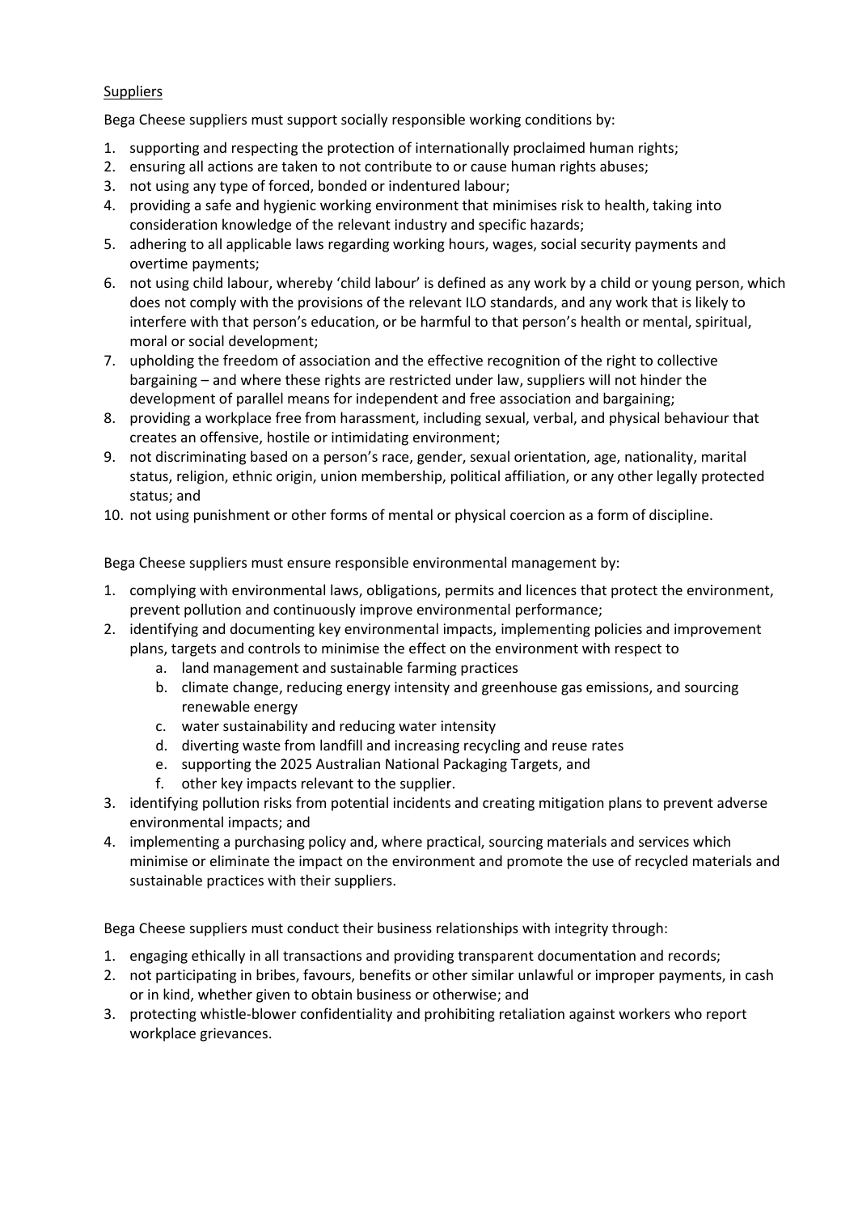<u>Suppliers</u>

Bega Cheese suppliers must support socially responsible working conditions by:

1. supporting and respecting the protection of internationally proclaimed human rights;
2. ensuring all actions are taken to not contribute to or cause human rights abuses;
3. not using any type of forced, bonded or indentured labour;
4. providing a safe and hygienic working environment that minimises risk to health, taking into consideration knowledge of the relevant industry and specific hazards;
5. adhering to all applicable laws regarding working hours, wages, social security payments and overtime payments;
6. not using child labour, whereby 'child labour' is defined as any work by a child or young person, which does not comply with the provisions of the relevant ILO standards, and any work that is likely to interfere with that person's education, or be harmful to that person's health or mental, spiritual, moral or social development;
7. upholding the freedom of association and the effective recognition of the right to collective bargaining – and where these rights are restricted under law, suppliers will not hinder the development of parallel means for independent and free association and bargaining;
8. providing a workplace free from harassment, including sexual, verbal, and physical behaviour that creates an offensive, hostile or intimidating environment;
9. not discriminating based on a person's race, gender, sexual orientation, age, nationality, marital status, religion, ethnic origin, union membership, political affiliation, or any other legally protected status; and
10. not using punishment or other forms of mental or physical coercion as a form of discipline.

Bega Cheese suppliers must ensure responsible environmental management by:

1. complying with environmental laws, obligations, permits and licences that protect the environment, prevent pollution and continuously improve environmental performance;
2. identifying and documenting key environmental impacts, implementing policies and improvement plans, targets and controls to minimise the effect on the environment with respect to
   a. land management and sustainable farming practices
   b. climate change, reducing energy intensity and greenhouse gas emissions, and sourcing renewable energy
   c. water sustainability and reducing water intensity
   d. diverting waste from landfill and increasing recycling and reuse rates
   e. supporting the 2025 Australian National Packaging Targets, and
   f. other key impacts relevant to the supplier.
3. identifying pollution risks from potential incidents and creating mitigation plans to prevent adverse environmental impacts; and
4. implementing a purchasing policy and, where practical, sourcing materials and services which minimise or eliminate the impact on the environment and promote the use of recycled materials and sustainable practices with their suppliers.

Bega Cheese suppliers must conduct their business relationships with integrity through:

1. engaging ethically in all transactions and providing transparent documentation and records;
2. not participating in bribes, favours, benefits or other similar unlawful or improper payments, in cash or in kind, whether given to obtain business or otherwise; and
3. protecting whistle-blower confidentiality and prohibiting retaliation against workers who report workplace grievances.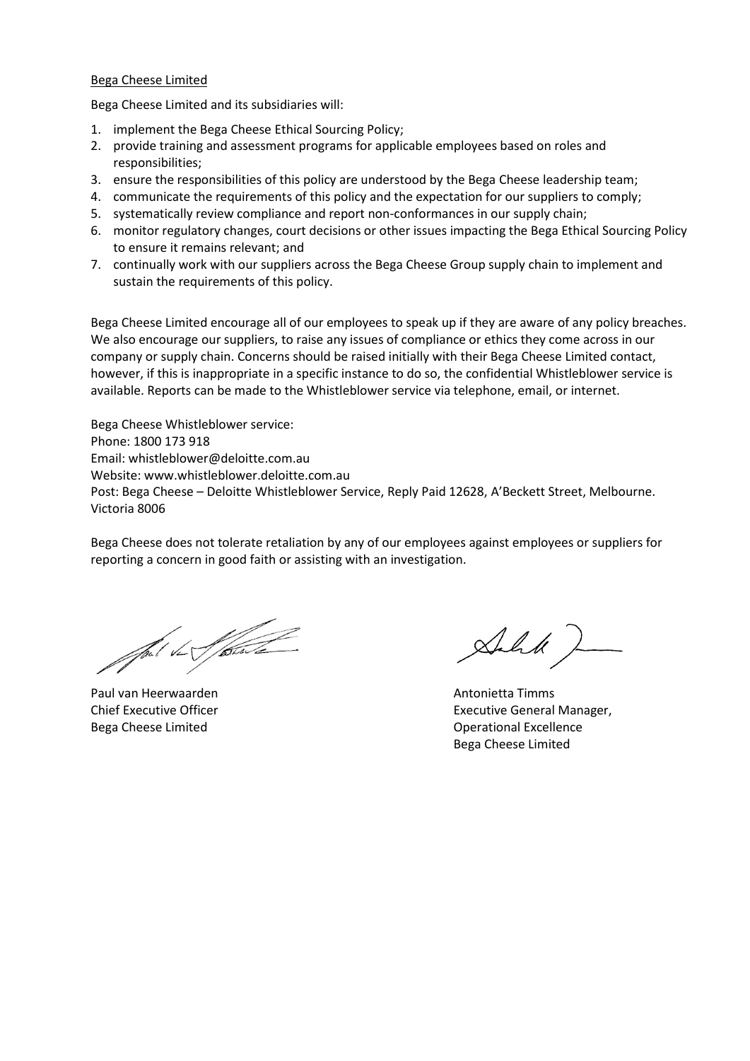Bega Cheese Limited

Bega Cheese Limited and its subsidiaries will:

1. implement the Bega Cheese Ethical Sourcing Policy;
2. provide training and assessment programs for applicable employees based on roles and responsibilities;
3. ensure the responsibilities of this policy are understood by the Bega Cheese leadership team;
4. communicate the requirements of this policy and the expectation for our suppliers to comply;
5. systematically review compliance and report non-conformances in our supply chain;
6. monitor regulatory changes, court decisions or other issues impacting the Bega Ethical Sourcing Policy to ensure it remains relevant; and
7. continually work with our suppliers across the Bega Cheese Group supply chain to implement and sustain the requirements of this policy.

Bega Cheese Limited encourage all of our employees to speak up if they are aware of any policy breaches. We also encourage our suppliers, to raise any issues of compliance or ethics they come across in our company or supply chain. Concerns should be raised initially with their Bega Cheese Limited contact, however, if this is inappropriate in a specific instance to do so, the confidential Whistleblower service is available. Reports can be made to the Whistleblower service via telephone, email, or internet.

Bega Cheese Whistleblower service:
Phone: 1800 173 918
Email: whistleblower@deloitte.com.au
Website: www.whistleblower.deloitte.com.au
Post: Bega Cheese – Deloitte Whistleblower Service, Reply Paid 12628, A'Beckett Street, Melbourne. Victoria 8006

Bega Cheese does not tolerate retaliation by any of our employees against employees or suppliers for reporting a concern in good faith or assisting with an investigation.

Paul van Heerwaarden
Chief Executive Officer
Bega Cheese Limited

Antonietta Timms
Executive General Manager,
Operational Excellence
Bega Cheese Limited